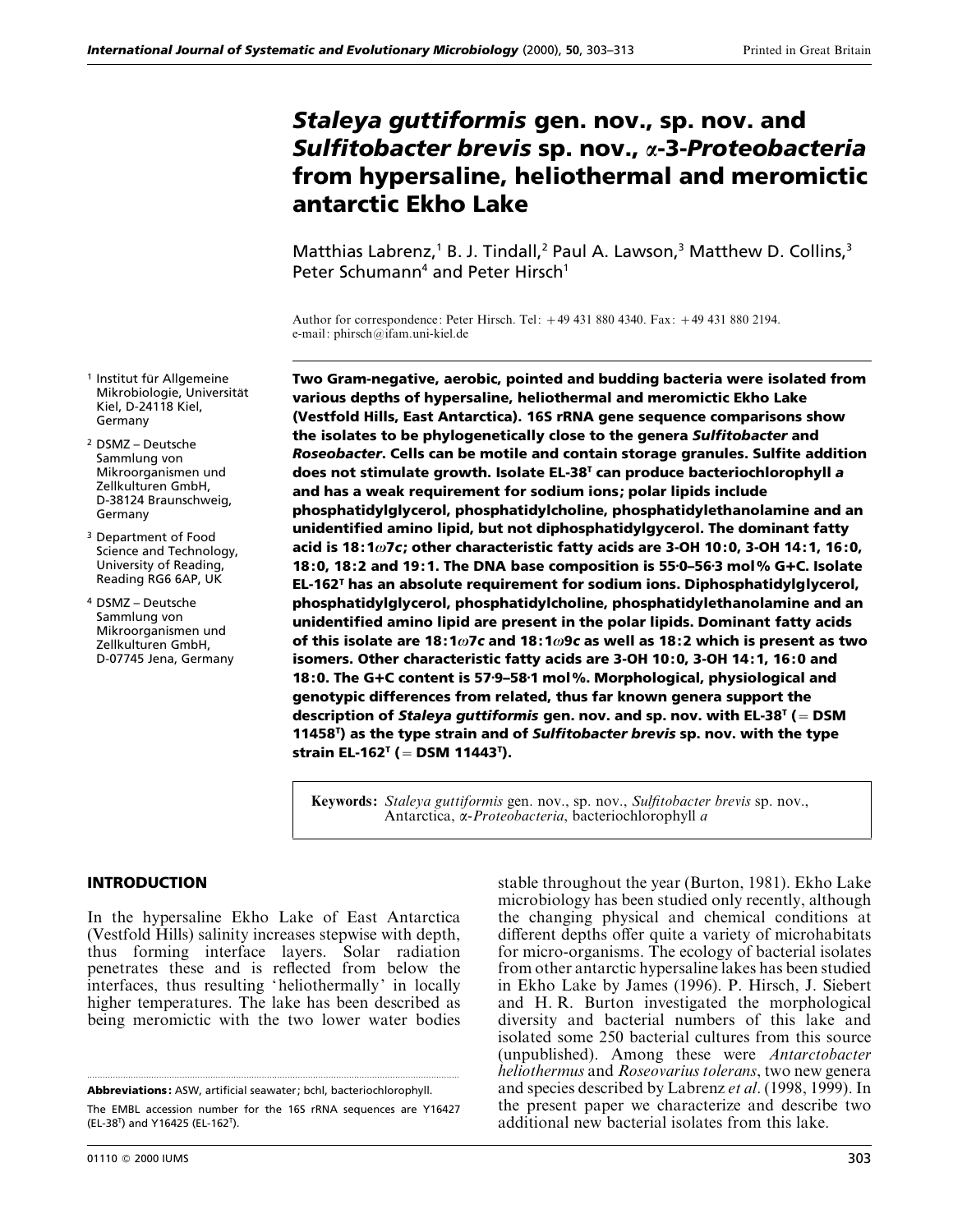# *Staleya guttiformis* gen. nov., sp. nov. and *Sulfitobacter brevis* sp. nov., α-3-*Proteobacteria* from hypersaline, heliothermal and meromictic antarctic Ekho Lake

Matthias Labrenz,[1] B. J. Tindall,[2] Paul A. Lawson,[3] Matthew D. Collins,[3] Peter Schumann[4] and Peter Hirsch[1]

Author for correspondence: Peter Hirsch. Tel: +49 431 880 4340. Fax: +49 431 880 2194. e-mail: phirsch@ifam.uni-kiel.de

[1] Institut für Allgemeine Mikrobiologie, Universität Kiel, D-24118 Kiel, Germany

[2] DSMZ – Deutsche Sammlung von Mikroorganismen und Zellkulturen GmbH, D-38124 Braunschweig, Germany

[3] Department of Food Science and Technology, University of Reading, Reading RG6 6AP, UK

[4] DSMZ – Deutsche Sammlung von Mikroorganismen und Zellkulturen GmbH, D-07745 Jena, Germany

**Two Gram-negative, aerobic, pointed and budding bacteria were isolated from various depths of hypersaline, heliothermal and meromictic Ekho Lake (Vestfold Hills, East Antarctica). 16S rRNA gene sequence comparisons show the isolates to be phylogenetically close to the genera *Sulfitobacter* and *Roseobacter*. Cells can be motile and contain storage granules. Sulfite addition does not stimulate growth. Isolate EL-38ᵀ can produce bacteriochlorophyll *a* and has a weak requirement for sodium ions; polar lipids include phosphatidylglycerol, phosphatidylcholine, phosphatidylethanolamine and an unidentified amino lipid, but not diphosphatidylgycerol. The dominant fatty acid is 18:1ω7*c*; other characteristic fatty acids are 3-OH 10:0, 3-OH 14:1, 16:0, 18:0, 18:2 and 19:1. The DNA base composition is 55·0–56·3 mol% G+C. Isolate EL-162ᵀ has an absolute requirement for sodium ions. Diphosphatidylglycerol, phosphatidylglycerol, phosphatidylcholine, phosphatidylethanolamine and an unidentified amino lipid are present in the polar lipids. Dominant fatty acids of this isolate are 18:1ω7*c* and 18:1ω9*c* as well as 18:2 which is present as two isomers. Other characteristic fatty acids are 3-OH 10:0, 3-OH 14:1, 16:0 and 18:0. The G+C content is 57·9–58·1 mol%. Morphological, physiological and genotypic differences from related, thus far known genera support the description of *Staleya guttiformis* gen. nov. and sp. nov. with EL-38ᵀ (= DSM 11458ᵀ) as the type strain and of *Sulfitobacter brevis* sp. nov. with the type strain EL-162ᵀ (= DSM 11443ᵀ).**

**Keywords:** *Staleya guttiformis* gen. nov., sp. nov., *Sulfitobacter brevis* sp. nov., Antarctica, α-*Proteobacteria*, bacteriochlorophyll *a*

## INTRODUCTION

In the hypersaline Ekho Lake of East Antarctica (Vestfold Hills) salinity increases stepwise with depth, thus forming interface layers. Solar radiation penetrates these and is reflected from below the interfaces, thus resulting 'heliothermally' in locally higher temperatures. The lake has been described as being meromictic with the two lower water bodies stable throughout the year (Burton, 1981). Ekho Lake microbiology has been studied only recently, although the changing physical and chemical conditions at different depths offer quite a variety of microhabitats for micro-organisms. The ecology of bacterial isolates from other antarctic hypersaline lakes has been studied in Ekho Lake by James (1996). P. Hirsch, J. Siebert and H. R. Burton investigated the morphological diversity and bacterial numbers of this lake and isolated some 250 bacterial cultures from this source (unpublished). Among these were *Antarctobacter heliothermus* and *Roseovarius tolerans*, two new genera and species described by Labrenz *et al*. (1998, 1999). In the present paper we characterize and describe two additional new bacterial isolates from this lake.

**Abbreviations:** ASW, artificial seawater; bchl, bacteriochlorophyll.

The EMBL accession number for the 16S rRNA sequences are Y16427 (EL-38ᵀ) and Y16425 (EL-162ᵀ).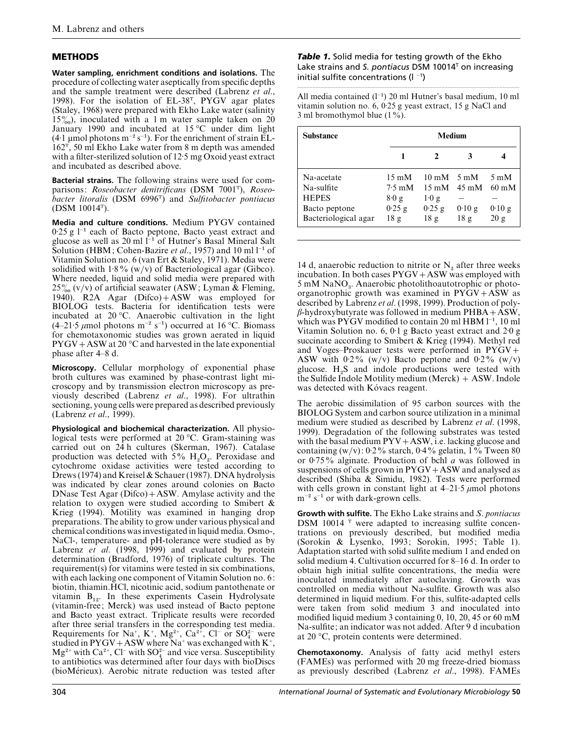## METHODS

**Water sampling, enrichment conditions and isolations.** The procedure of collecting water aseptically from specific depths and the sample treatment were described (Labrenz *et al.*, 1998). For the isolation of EL-38[T], PYGV agar plates (Staley, 1968) were prepared with Ekho Lake water (salinity 15‰), inoculated with a 1 m water sample taken on 20 January 1990 and incubated at 15 °C under dim light (4·1 µmol photons $m^{-2}$ $s^{-1}$). For the enrichment of strain EL-162[T], 50 ml Ekho Lake water from 8 m depth was amended with a filter-sterilized solution of 12·5 mg Oxoid yeast extract and incubated as described above.

**Bacterial strains.** The following strains were used for comparisons: *Roseobacter denitrificans* (DSM 7001[T]), *Roseobacter litoralis* (DSM 6996[T]) and *Sulfitobacter pontiacus* (DSM 10014[T]).

**Media and culture conditions.** Medium PYGV contained 0·25 g $l^{-1}$ each of Bacto peptone, Bacto yeast extract and glucose as well as 20 ml $l^{-1}$ of Hutner's Basal Mineral Salt Solution (HBM; Cohen-Bazire *et al.*, 1957) and 10 ml $l^{-1}$ of Vitamin Solution no. 6 (van Ert & Staley, 1971). Media were solidified with 1·8% (w/v) of Bacteriological agar (Gibco). Where needed, liquid and solid media were prepared with 25‰ (v/v) of artificial seawater (ASW; Lyman & Fleming, 1940). R2A Agar (Difco) + ASW was employed for BIOLOG tests. Bacteria for identification tests were incubated at 20 °C. Anaerobic cultivation in the light (4–21·5 µmol photons $m^{-2}$ $s^{-1}$) occurred at 16 °C. Biomass for chemotaxonomic studies was grown aerated in liquid PYGV + ASW at 20 °C and harvested in the late exponential phase after 4–8 d.

**Microscopy.** Cellular morphology of exponential phase broth cultures was examined by phase-contrast light microscopy and by transmission electron microscopy as previously described (Labrenz *et al.*, 1998). For ultrathin sectioning, young cells were prepared as described previously (Labrenz *et al.*, 1999).

**Physiological and biochemical characterization.** All physiological tests were performed at 20 °C. Gram-staining was carried out on 24 h cultures (Skerman, 1967). Catalase production was detected with 5% $H_2O_2$. Peroxidase and cytochrome oxidase activities were tested according to Drews (1974) and Kreisel & Schauer (1987). DNA hydrolysis was indicated by clear zones around colonies on Bacto DNase Test Agar (Difco) + ASW. Amylase activity and the relation to oxygen were studied according to Smibert & Krieg (1994). Motility was examined in hanging drop preparations. The ability to grow under various physical and chemical conditions was investigated in liquid media. Osmo-, NaCl-, temperature- and pH-tolerance were studied as by Labrenz *et al.* (1998, 1999) and evaluated by protein determination (Bradford, 1976) of triplicate cultures. The requirement(s) for vitamins were tested in six combinations, with each lacking one component of Vitamin Solution no. 6: biotin, thiamin.HCl, nicotinic acid, sodium pantothenate or vitamin $B_{12}$. In these experiments Casein Hydrolysate (vitamin-free; Merck) was used instead of Bacto peptone and Bacto yeast extract. Triplicate results were recorded after three serial transfers in the corresponding test media. Requirements for $Na^+$, $K^+$, $Mg^{2+}$, $Ca^{2+}$, $Cl^-$ or $SO_4^{2-}$ were studied in PYGV + ASW where $Na^+$ was exchanged with $K^+$, $Mg^{2+}$ with $Ca^{2+}$, $Cl^-$ with $SO_4^{2-}$ and vice versa. Susceptibility to antibiotics was determined after four days with bioDiscs (bioMérieux). Aerobic nitrate reduction was tested after 14 d, anaerobic reduction to nitrite or $N_2$ after three weeks incubation. In both cases PYGV + ASW was employed with 5 mM $NaNO_3$. Anaerobic photolithoautotrophic or photoorganotrophic growth was examined in PYGV + ASW as described by Labrenz *et al.* (1998, 1999). Production of poly-β-hydroxybutyrate was followed in medium PHBA + ASW, which was PYGV modified to contain 20 ml HBM $l^{-1}$, 10 ml Vitamin Solution no. 6, 0·1 g Bacto yeast extract and 2·0 g succinate according to Smibert & Krieg (1994). Methyl red and Voges–Proskauer tests were performed in PYGV + ASW with 0·2% (w/v) Bacto peptone and 0·2% (w/v) glucose. $H_2S$ and indole productions were tested with the Sulfide Indole Motility medium (Merck) + ASW. Indole was detected with Kóvacs reagent.

The aerobic dissimilation of 95 carbon sources with the BIOLOG System and carbon source utilization in a minimal medium were studied as described by Labrenz *et al.* (1998, 1999). Degradation of the following substrates was tested with the basal medium PYV + ASW, i.e. lacking glucose and containing (w/v): 0·2% starch, 0·4% gelatin, 1% Tween 80 or 0·75% alginate. Production of bchl *a* was followed in suspensions of cells grown in PYGV + ASW and analysed as described (Shiba & Simidu, 1982). Tests were performed with cells grown in constant light at 4–21·5 µmol photons $m^{-2}$ $s^{-1}$ or with dark-grown cells.

**Growth with sulfite.** The Ekho Lake strains and *S. pontiacus* DSM 10014[T] were adapted to increasing sulfite concentrations on previously described, but modified media (Sorokin & Lysenko, 1993; Sorokin, 1995; Table 1). Adaptation started with solid sulfite medium 1 and ended on solid medium 4. Cultivation occurred for 8–16 d. In order to obtain high initial sulfite concentrations, the media were inoculated immediately after autoclaving. Growth was controlled on media without Na-sulfite. Growth was also determined in liquid medium. For this, sulfite-adapted cells were taken from solid medium 3 and inoculated into modified liquid medium 3 containing 0, 10, 20, 45 or 60 mM Na-sulfite; an indicator was not added. After 9 d incubation at 20 °C, protein contents were determined.

***Table 1.*** **Solid media for testing growth of the Ekho Lake strains and *S. pontiacus* DSM 10014[T] on increasing initial sulfite concentrations ($l^{-1}$)**

All media contained ($l^{-1}$) 20 ml Hutner's basal medium, 10 ml vitamin solution no. 6, 0·25 g yeast extract, 15 g NaCl and 3 ml bromothymol blue (1%).

| Substance | Medium | | | |
|---|---|---|---|---|
| | 1 | 2 | 3 | 4 |
| Na-acetate | 15 mM | 10 mM | 5 mM | 5 mM |
| Na-sulfite | 7·5 mM | 15 mM | 45 mM | 60 mM |
| HEPES | 8·0 g | 1·0 g | – | – |
| Bacto peptone | 0·25 g | 0·25 g | 0·10 g | 0·10 g |
| Bacteriological agar | 18 g | 18 g | 18 g | 20 g |

**Chemotaxonomy.** Analysis of fatty acid methyl esters (FAMEs) was performed with 20 mg freeze-dried biomass as previously described (Labrenz *et al.*, 1998). FAMEs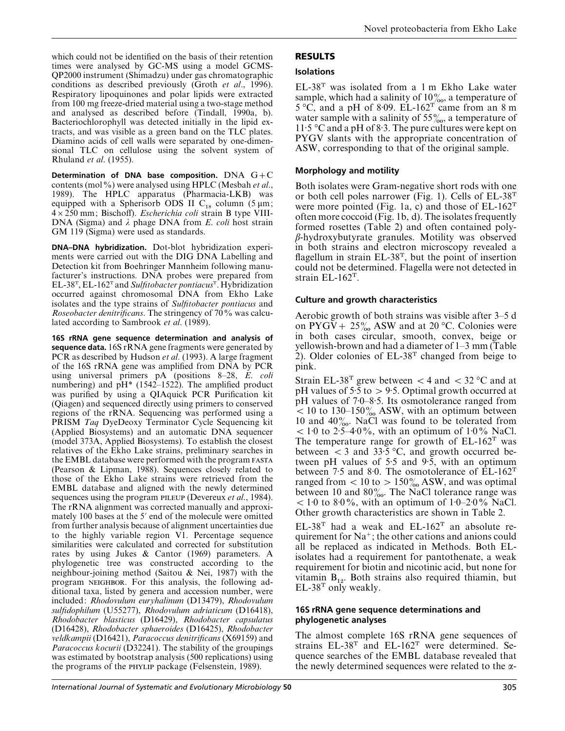which could not be identified on the basis of their retention times were analysed by GC-MS using a model GCMS-QP2000 instrument (Shimadzu) under gas chromatographic conditions as described previously (Groth *et al*., 1996). Respiratory lipoquinones and polar lipids were extracted from 100 mg freeze-dried material using a two-stage method and analysed as described before (Tindall, 1990a, b). Bacteriochlorophyll was detected initially in the lipid extracts, and was visible as a green band on the TLC plates. Diamino acids of cell walls were separated by one-dimensional TLC on cellulose using the solvent system of Rhuland *et al*. (1955).

**Determination of DNA base composition.** DNA G+C contents (mol%) were analysed using HPLC (Mesbah *et al*., 1989). The HPLC apparatus (Pharmacia-LKB) was equipped with a Spherisorb ODS II $C_{18}$ column (5 μm; 4 × 250 mm; Bischoff). *Escherichia coli* strain B type VIII-DNA (Sigma) and λ phage DNA from *E. coli* host strain GM 119 (Sigma) were used as standards.

**DNA–DNA hybridization.** Dot-blot hybridization experiments were carried out with the DIG DNA Labelling and Detection kit from Boehringer Mannheim following manufacturer's instructions. DNA probes were prepared from EL-38$^T$, EL-162$^T$ and *Sulfitobacter pontiacus*$^T$. Hybridization occurred against chromosomal DNA from Ekho Lake isolates and the type strains of *Sulfitobacter pontiacus* and *Roseobacter denitrificans*. The stringency of 70% was calculated according to Sambrook *et al*. (1989).

**16S rRNA gene sequence determination and analysis of sequence data.** 16S rRNA gene fragments were generated by PCR as described by Hudson *et al*. (1993). A large fragment of the 16S rRNA gene was amplified from DNA by PCR using universal primers pA (positions 8–28, *E. coli* numbering) and pH* (1542–1522). The amplified product was purified by using a QIAquick PCR Purification kit (Qiagen) and sequenced directly using primers to conserved regions of the rRNA. Sequencing was performed using a PRISM *Taq* DyeDeoxy Terminator Cycle Sequencing kit (Applied Biosystems) and an automatic DNA sequencer (model 373A, Applied Biosystems). To establish the closest relatives of the Ekho Lake strains, preliminary searches in the EMBL database were performed with the program FASTA (Pearson & Lipman, 1988). Sequences closely related to those of the Ekho Lake strains were retrieved from the EMBL database and aligned with the newly determined sequences using the program PILEUP (Devereux *et al*., 1984). The rRNA alignment was corrected manually and approximately 100 bases at the 5′ end of the molecule were omitted from further analysis because of alignment uncertainties due to the highly variable region V1. Percentage sequence similarities were calculated and corrected for substitution rates by using Jukes & Cantor (1969) parameters. A phylogenetic tree was constructed according to the neighbour-joining method (Saitou & Nei, 1987) with the program NEIGHBOR. For this analysis, the following additional taxa, listed by genera and accession number, were included: *Rhodovulum euryhalinum* (D13479), *Rhodovulum sulfidophilum* (U55277), *Rhodovulum adriaticum* (D16418), *Rhodobacter blasticus* (D16429), *Rhodobacter capsulatus* (D16428), *Rhodobacter sphaeroides* (D16425), *Rhodobacter veldkampii* (D16421), *Paracoccus denitrificans* (X69159) and *Paracoccus kocurii* (D32241). The stability of the groupings was estimated by bootstrap analysis (500 replications) using the programs of the PHYLIP package (Felsenstein, 1989).

## RESULTS

### Isolations

EL-38$^T$ was isolated from a 1 m Ekho Lake water sample, which had a salinity of 10‰, a temperature of 5 °C, and a pH of 8·09. EL-162$^T$ came from an 8 m water sample with a salinity of 55‰, a temperature of 11·5 °C and a pH of 8·3. The pure cultures were kept on PYGV slants with the appropriate concentration of ASW, corresponding to that of the original sample.

### Morphology and motility

Both isolates were Gram-negative short rods with one or both cell poles narrower (Fig. 1). Cells of EL-38$^T$ were more pointed (Fig. 1a, c) and those of EL-162$^T$ often more coccoid (Fig. 1b, d). The isolates frequently formed rosettes (Table 2) and often contained poly-β-hydroxybutyrate granules. Motility was observed in both strains and electron microscopy revealed a flagellum in strain EL-38$^T$, but the point of insertion could not be determined. Flagella were not detected in strain EL-162$^T$.

### Culture and growth characteristics

Aerobic growth of both strains was visible after 3–5 d on PYGV + 25‰ ASW and at 20 °C. Colonies were in both cases circular, smooth, convex, beige or yellowish-brown and had a diameter of 1–3 mm (Table 2). Older colonies of EL-38$^T$ changed from beige to pink.

Strain EL-38$^T$ grew between < 4 and < 32 °C and at pH values of 5·5 to > 9·5. Optimal growth occurred at pH values of 7·0–8·5. Its osmotolerance ranged from < 10 to 130–150‰ ASW, with an optimum between 10 and 40‰. NaCl was found to be tolerated from < 1·0 to 2·5–4·0%, with an optimum of 1·0% NaCl. The temperature range for growth of EL-162$^T$ was between < 3 and 33·5 °C, and growth occurred between pH values of 5·5 and 9·5, with an optimum between 7·5 and 8·0. The osmotolerance of EL-162$^T$ ranged from < 10 to > 150‰ ASW, and was optimal between 10 and 80‰. The NaCl tolerance range was < 1·0 to 8·0%, with an optimum of 1·0–2·0% NaCl. Other growth characteristics are shown in Table 2.

EL-38$^T$ had a weak and EL-162$^T$ an absolute requirement for $Na^+$; the other cations and anions could all be replaced as indicated in Methods. Both EL-isolates had a requirement for pantothenate, a weak requirement for biotin and nicotinic acid, but none for vitamin $B_{12}$. Both strains also required thiamin, but EL-38$^T$ only weakly.

### 16S rRNA gene sequence determinations and phylogenetic analyses

The almost complete 16S rRNA gene sequences of strains EL-38$^T$ and EL-162$^T$ were determined. Sequence searches of the EMBL database revealed that the newly determined sequences were related to the α-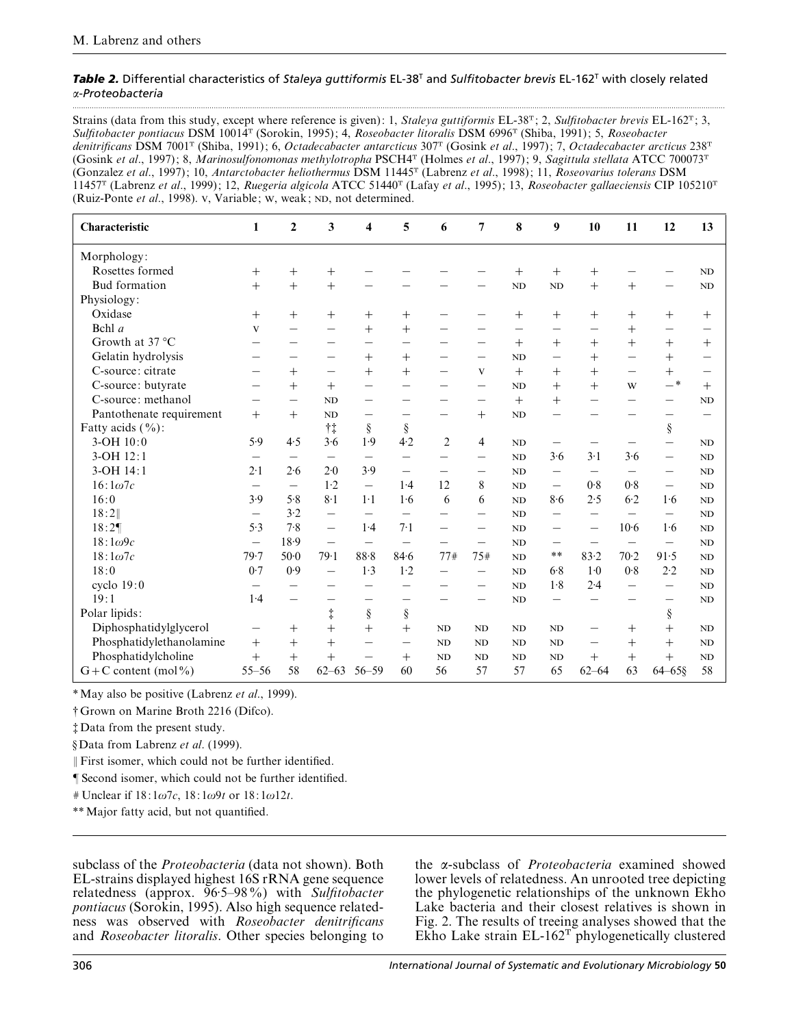**Table 2.** Differential characteristics of *Staleya guttiformis* EL-38ᵀ and *Sulfitobacter brevis* EL-162ᵀ with closely related α-*Proteobacteria*

Strains (data from this study, except where reference is given): 1, *Staleya guttiformis* EL-38ᵀ; 2, *Sulfitobacter brevis* EL-162ᵀ; 3, *Sulfitobacter pontiacus* DSM 10014ᵀ (Sorokin, 1995); 4, *Roseobacter litoralis* DSM 6996ᵀ (Shiba, 1991); 5, *Roseobacter denitrificans* DSM 7001ᵀ (Shiba, 1991); 6, *Octadecabacter antarcticus* 307ᵀ (Gosink *et al*., 1997); 7, *Octadecabacter arcticus* 238ᵀ (Gosink *et al*., 1997); 8, *Marinosulfonomonas methylotropha* PSCH4ᵀ (Holmes *et al*., 1997); 9, *Sagittula stellata* ATCC 700073ᵀ (Gonzalez *et al*., 1997); 10, *Antarctobacter heliothermus* DSM 11445ᵀ (Labrenz *et al*., 1998); 11, *Roseovarius tolerans* DSM 11457ᵀ (Labrenz *et al*., 1999); 12, *Ruegeria algicola* ATCC 51440ᵀ (Lafay *et al*., 1995); 13, *Roseobacter gallaeciensis* CIP 105210ᵀ (Ruiz-Ponte *et al*., 1998). V, Variable; W, weak; ND, not determined.

| Characteristic | 1 | 2 | 3 | 4 | 5 | 6 | 7 | 8 | 9 | 10 | 11 | 12 | 13 |
|---|---|---|---|---|---|---|---|---|---|---|---|---|---|
| Morphology: | | | | | | | | | | | | | |
| Rosettes formed | + | + | + | − | − | − | − | + | + | + | − | − | ND |
| Bud formation | + | + | + | − | − | − | − | ND | ND | + | + | − | ND |
| Physiology: | | | | | | | | | | | | | |
| Oxidase | + | + | + | + | + | − | − | + | + | + | + | + | + |
| Bchl *a* | V | − | − | + | + | − | − | − | − | − | + | − | − |
| Growth at 37 °C | − | − | − | − | − | − | − | + | + | + | + | + | + |
| Gelatin hydrolysis | − | − | − | + | + | − | − | ND | − | + | − | + | − |
| C-source: citrate | − | + | − | + | + | − | V | + | + | + | − | + | − |
| C-source: butyrate | − | + | + | − | − | − | − | ND | + | + | W | −* | + |
| C-source: methanol | − | − | ND | − | − | − | − | + | + | − | − | − | ND |
| Pantothenate requirement | + | + | ND | − | − | − | + | ND | − | − | − | − | − |
| Fatty acids (%): | | | †‡ | § | § | | | | | | | § | |
| 3-OH 10:0 | 5·9 | 4·5 | 3·6 | 1·9 | 4·2 | 2 | 4 | ND | − | − | − | − | ND |
| 3-OH 12:1 | − | − | − | − | − | − | − | ND | 3·6 | 3·1 | 3·6 | − | ND |
| 3-OH 14:1 | 2·1 | 2·6 | 2·0 | 3·9 | − | − | − | ND | − | − | − | − | ND |
| 16:1ω7*c* | − | − | 1·2 | − | 1·4 | 12 | 8 | ND | − | 0·8 | 0·8 | − | ND |
| 16:0 | 3·9 | 5·8 | 8·1 | 1·1 | 1·6 | 6 | 6 | ND | 8·6 | 2·5 | 6·2 | 1·6 | ND |
| 18:2‖ | − | 3·2 | − | − | − | − | − | ND | − | − | − | − | ND |
| 18:2¶ | 5·3 | 7·8 | − | 1·4 | 7·1 | − | − | ND | − | − | 10·6 | 1·6 | ND |
| 18:1ω9*c* | − | 18·9 | − | − | − | − | − | ND | − | − | − | − | ND |
| 18:1ω7*c* | 79·7 | 50·0 | 79·1 | 88·8 | 84·6 | 77# | 75# | ND | ** | 83·2 | 70·2 | 91·5 | ND |
| 18:0 | 0·7 | 0·9 | − | 1·3 | 1·2 | − | − | ND | 6·8 | 1·0 | 0·8 | 2·2 | ND |
| cyclo 19:0 | − | − | − | − | − | − | − | ND | 1·8 | 2·4 | − | − | ND |
| 19:1 | 1·4 | − | − | − | − | − | − | ND | − | − | − | − | ND |
| Polar lipids: | | | ‡ | § | § | | | | | | | § | |
| Diphosphatidylglycerol | − | + | + | + | + | ND | ND | ND | ND | − | + | + | ND |
| Phosphatidylethanolamine | + | + | + | − | − | ND | ND | ND | ND | − | + | + | ND |
| Phosphatidylcholine | + | + | + | − | + | ND | ND | ND | ND | + | + | + | ND |
| G+C content (mol%) | 55–56 | 58 | 62–63 | 56–59 | 60 | 56 | 57 | 57 | 65 | 62–64 | 63 | 64–65§ | 58 |

\* May also be positive (Labrenz *et al*., 1999).

† Grown on Marine Broth 2216 (Difco).

‡ Data from the present study.

§ Data from Labrenz *et al*. (1999).

‖ First isomer, which could not be further identified.

¶ Second isomer, which could not be further identified.

\# Unclear if 18:1ω7*c*, 18:1ω9*t* or 18:1ω12*t*.

\*\* Major fatty acid, but not quantified.

subclass of the *Proteobacteria* (data not shown). Both EL-strains displayed highest 16S rRNA gene sequence relatedness (approx. 96·5–98%) with *Sulfitobacter pontiacus* (Sorokin, 1995). Also high sequence relatedness was observed with *Roseobacter denitrificans* and *Roseobacter litoralis*. Other species belonging to the α-subclass of *Proteobacteria* examined showed lower levels of relatedness. An unrooted tree depicting the phylogenetic relationships of the unknown Ekho Lake bacteria and their closest relatives is shown in Fig. 2. The results of treeing analyses showed that the Ekho Lake strain EL-162ᵀ phylogenetically clustered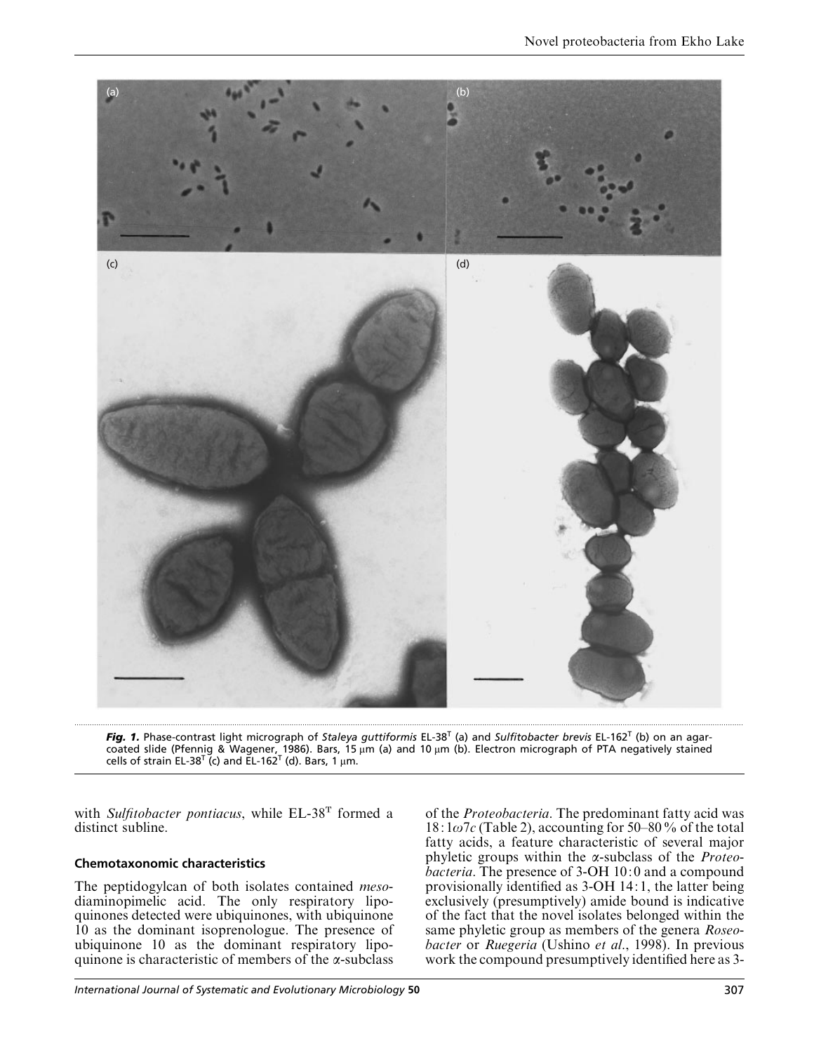*Fig. 1.* Phase-contrast light micrograph of *Staleya guttiformis* EL-38[T] (a) and *Sulfitobacter brevis* EL-162[T] (b) on an agar-coated slide (Pfennig & Wagener, 1986). Bars, 15 μm (a) and 10 μm (b). Electron micrograph of PTA negatively stained cells of strain EL-38[T] (c) and EL-162[T] (d). Bars, 1 μm.

with *Sulfitobacter pontiacus*, while EL-38[T] formed a distinct subline.

### Chemotaxonomic characteristics

The peptidogylcan of both isolates contained *meso*-diaminopimelic acid. The only respiratory lipoquinones detected were ubiquinones, with ubiquinone 10 as the dominant isoprenologue. The presence of ubiquinone 10 as the dominant respiratory lipoquinone is characteristic of members of the α-subclass of the *Proteobacteria*. The predominant fatty acid was 18:1*ω7c* (Table 2), accounting for 50–80 % of the total fatty acids, a feature characteristic of several major phyletic groups within the α-subclass of the *Proteobacteria*. The presence of 3-OH 10:0 and a compound provisionally identified as 3-OH 14:1, the latter being exclusively (presumptively) amide bound is indicative of the fact that the novel isolates belonged within the same phyletic group as members of the genera *Roseobacter* or *Ruegeria* (Ushino *et al*., 1998). In previous work the compound presumptively identified here as 3-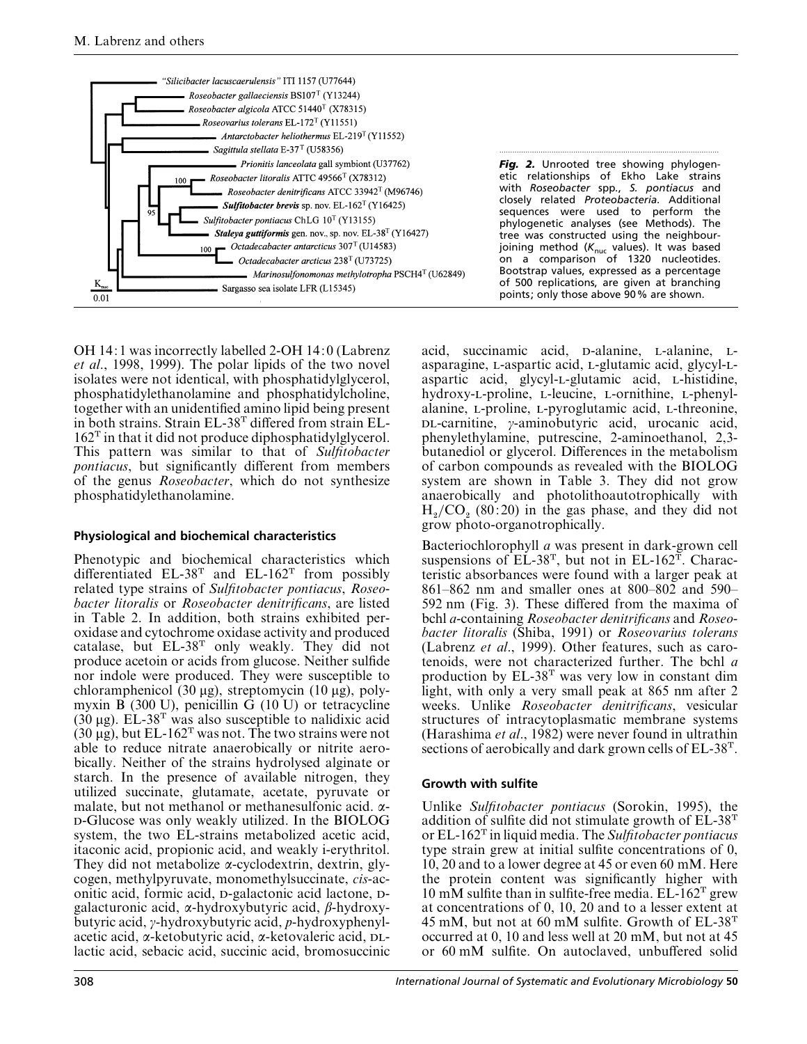**Fig. 2.** Unrooted tree showing phylogenetic relationships of Ekho Lake strains with *Roseobacter* spp., *S. pontiacus* and closely related *Proteobacteria*. Additional sequences were used to perform the phylogenetic analyses (see Methods). The tree was constructed using the neighbour-joining method ($K_{nuc}$ values). It was based on a comparison of 1320 nucleotides. Bootstrap values, expressed as a percentage of 500 replications, are given at branching points; only those above 90% are shown.

OH 14:1 was incorrectly labelled 2-OH 14:0 (Labrenz *et al*., 1998, 1999). The polar lipids of the two novel isolates were not identical, with phosphatidylglycerol, phosphatidylethanolamine and phosphatidylcholine, together with an unidentified amino lipid being present in both strains. Strain EL-38$^T$ differed from strain EL-162$^T$ in that it did not produce diphosphatidylglycerol. This pattern was similar to that of *Sulfitobacter pontiacus*, but significantly different from members of the genus *Roseobacter*, which do not synthesize phosphatidylethanolamine.

## Physiological and biochemical characteristics

Phenotypic and biochemical characteristics which differentiated EL-38$^T$ and EL-162$^T$ from possibly related type strains of *Sulfitobacter pontiacus*, *Roseobacter litoralis* or *Roseobacter denitrificans*, are listed in Table 2. In addition, both strains exhibited peroxidase and cytochrome oxidase activity and produced catalase, but EL-38$^T$ only weakly. They did not produce acetoin or acids from glucose. Neither sulfide nor indole were produced. They were susceptible to chloramphenicol (30 µg), streptomycin (10 µg), polymyxin B (300 U), penicillin G (10 U) or tetracycline (30 µg). EL-38$^T$ was also susceptible to nalidixic acid (30 µg), but EL-162$^T$ was not. The two strains were not able to reduce nitrate anaerobically or nitrite aerobically. Neither of the strains hydrolysed alginate or starch. In the presence of available nitrogen, they utilized succinate, glutamate, acetate, pyruvate or malate, but not methanol or methanesulfonic acid. α-D-Glucose was only weakly utilized. In the BIOLOG system, the two EL-strains metabolized acetic acid, itaconic acid, propionic acid, and weakly i-erythritol. They did not metabolize α-cyclodextrin, dextrin, glycogen, methylpyruvate, monomethylsuccinate, *cis*-aconitic acid, formic acid, D-galactonic acid lactone, D-galacturonic acid, α-hydroxybutyric acid, β-hydroxybutyric acid, γ-hydroxybutyric acid, *p*-hydroxyphenylacetic acid, α-ketobutyric acid, α-ketovaleric acid, DL-lactic acid, sebacic acid, succinic acid, bromosuccinic acid, succinamic acid, D-alanine, L-alanine, L-asparagine, L-aspartic acid, L-glutamic acid, glycyl-L-aspartic acid, glycyl-L-glutamic acid, L-histidine, hydroxy-L-proline, L-leucine, L-ornithine, L-phenylalanine, L-proline, L-pyroglutamic acid, L-threonine, DL-carnitine, γ-aminobutyric acid, urocanic acid, phenylethylamine, putrescine, 2-aminoethanol, 2,3-butanediol or glycerol. Differences in the metabolism of carbon compounds as revealed with the BIOLOG system are shown in Table 3. They did not grow anaerobically and photolithoautotrophically with $H_2/CO_2$ (80:20) in the gas phase, and they did not grow photo-organotrophically.

Bacteriochlorophyll *a* was present in dark-grown cell suspensions of EL-38$^T$, but not in EL-162$^T$. Characteristic absorbances were found with a larger peak at 861–862 nm and smaller ones at 800–802 and 590–592 nm (Fig. 3). These differed from the maxima of bchl *a*-containing *Roseobacter denitrificans* and *Roseobacter litoralis* (Shiba, 1991) or *Roseovarius tolerans* (Labrenz *et al*., 1999). Other features, such as carotenoids, were not characterized further. The bchl *a* production by EL-38$^T$ was very low in constant dim light, with only a very small peak at 865 nm after 2 weeks. Unlike *Roseobacter denitrificans*, vesicular structures of intracytoplasmatic membrane systems (Harashima *et al*., 1982) were never found in ultrathin sections of aerobically and dark grown cells of EL-38$^T$.

## Growth with sulfite

Unlike *Sulfitobacter pontiacus* (Sorokin, 1995), the addition of sulfite did not stimulate growth of EL-38$^T$ or EL-162$^T$ in liquid media. The *Sulfitobacter pontiacus* type strain grew at initial sulfite concentrations of 0, 10, 20 and to a lower degree at 45 or even 60 mM. Here the protein content was significantly higher with 10 mM sulfite than in sulfite-free media. EL-162$^T$ grew at concentrations of 0, 10, 20 and to a lesser extent at 45 mM, but not at 60 mM sulfite. Growth of EL-38$^T$ occurred at 0, 10 and less well at 20 mM, but not at 45 or 60 mM sulfite. On autoclaved, unbuffered solid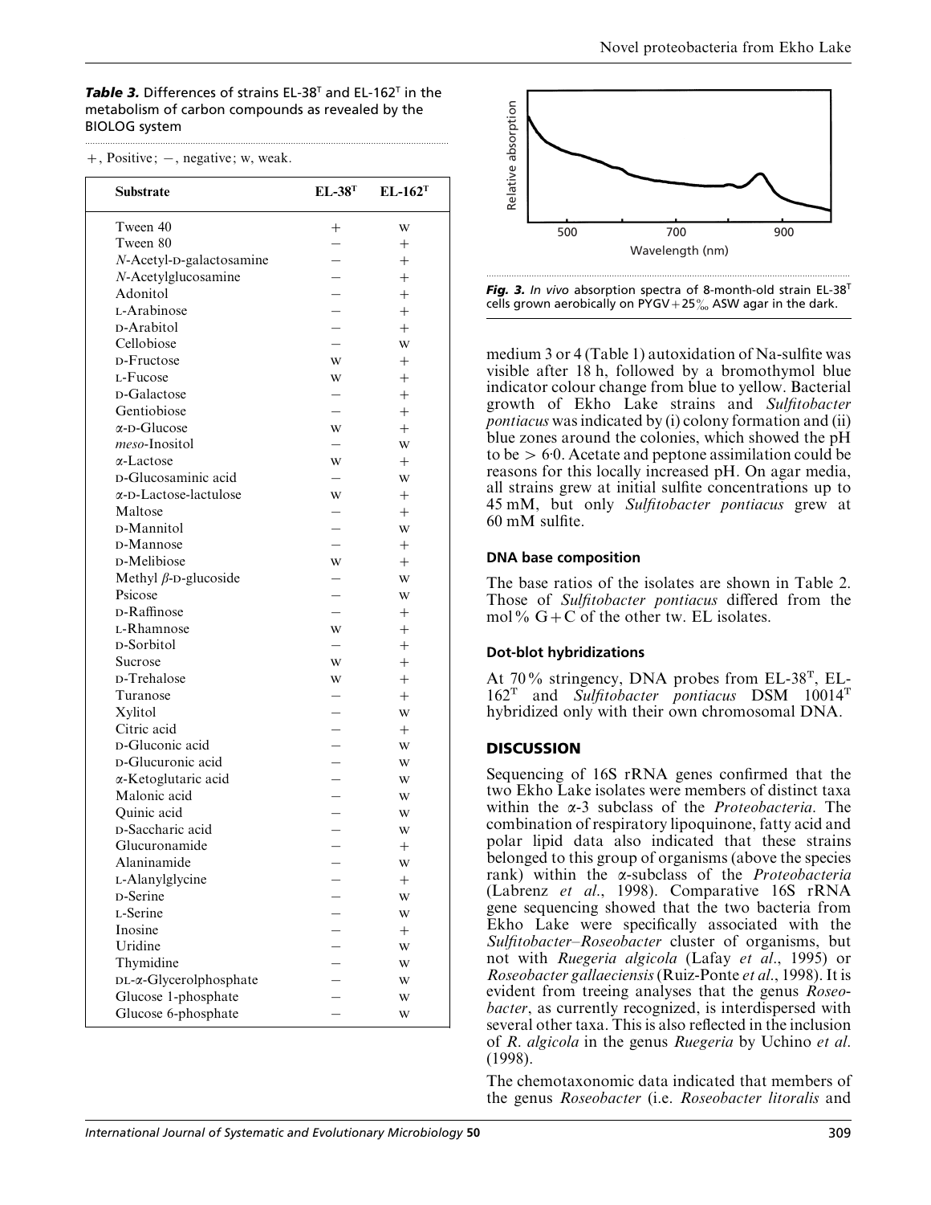**Table 3.** Differences of strains EL-38^T and EL-162^T in the metabolism of carbon compounds as revealed by the BIOLOG system

+, Positive; −, negative; w, weak.

| Substrate | EL-38^T | EL-162^T |
|---|---|---|
| Tween 40 | + | w |
| Tween 80 | − | + |
| *N*-Acetyl-D-galactosamine | − | + |
| *N*-Acetylglucosamine | − | + |
| Adonitol | − | + |
| L-Arabinose | − | + |
| D-Arabitol | − | + |
| Cellobiose | − | w |
| D-Fructose | w | + |
| L-Fucose | w | + |
| D-Galactose | − | + |
| Gentiobiose | − | + |
| α-D-Glucose | w | + |
| *meso*-Inositol | − | w |
| α-Lactose | w | + |
| D-Glucosaminic acid | − | w |
| α-D-Lactose-lactulose | w | + |
| Maltose | − | + |
| D-Mannitol | − | w |
| D-Mannose | − | + |
| D-Melibiose | w | + |
| Methyl β-D-glucoside | − | w |
| Psicose | − | w |
| D-Raffinose | − | + |
| L-Rhamnose | w | + |
| D-Sorbitol | − | + |
| Sucrose | w | + |
| D-Trehalose | w | + |
| Turanose | − | + |
| Xylitol | − | w |
| Citric acid | − | + |
| D-Gluconic acid | − | w |
| D-Glucuronic acid | − | w |
| α-Ketoglutaric acid | − | w |
| Malonic acid | − | w |
| Quinic acid | − | w |
| D-Saccharic acid | − | w |
| Glucuronamide | − | + |
| Alaninamide | − | w |
| L-Alanylglycine | − | + |
| D-Serine | − | w |
| L-Serine | − | w |
| Inosine | − | + |
| Uridine | − | w |
| Thymidine | − | w |
| DL-α-Glycerolphosphate | − | w |
| Glucose 1-phosphate | − | w |
| Glucose 6-phosphate | − | w |

**Fig. 3.** *In vivo* absorption spectra of 8-month-old strain EL-38^T cells grown aerobically on PYGV+25‰ ASW agar in the dark.

medium 3 or 4 (Table 1) autoxidation of Na-sulfite was visible after 18 h, followed by a bromothymol blue indicator colour change from blue to yellow. Bacterial growth of Ekho Lake strains and *Sulfitobacter pontiacus* was indicated by (i) colony formation and (ii) blue zones around the colonies, which showed the pH to be > 6·0. Acetate and peptone assimilation could be reasons for this locally increased pH. On agar media, all strains grew at initial sulfite concentrations up to 45 mM, but only *Sulfitobacter pontiacus* grew at 60 mM sulfite.

### DNA base composition

The base ratios of the isolates are shown in Table 2. Those of *Sulfitobacter pontiacus* differed from the mol% G+C of the other tw. EL isolates.

### Dot-blot hybridizations

At 70% stringency, DNA probes from EL-38^T, EL-162^T and *Sulfitobacter pontiacus* DSM 10014^T hybridized only with their own chromosomal DNA.

## DISCUSSION

Sequencing of 16S rRNA genes confirmed that the two Ekho Lake isolates were members of distinct taxa within the α-3 subclass of the *Proteobacteria*. The combination of respiratory lipoquinone, fatty acid and polar lipid data also indicated that these strains belonged to this group of organisms (above the species rank) within the α-subclass of the *Proteobacteria* (Labrenz *et al*., 1998). Comparative 16S rRNA gene sequencing showed that the two bacteria from Ekho Lake were specifically associated with the *Sulfitobacter*–*Roseobacter* cluster of organisms, but not with *Ruegeria algicola* (Lafay *et al*., 1995) or *Roseobacter gallaeciensis* (Ruiz-Ponte *et al*., 1998). It is evident from treeing analyses that the genus *Roseobacter*, as currently recognized, is interdispersed with several other taxa. This is also reflected in the inclusion of *R. algicola* in the genus *Ruegeria* by Uchino *et al*. (1998).

The chemotaxonomic data indicated that members of the genus *Roseobacter* (i.e. *Roseobacter litoralis* and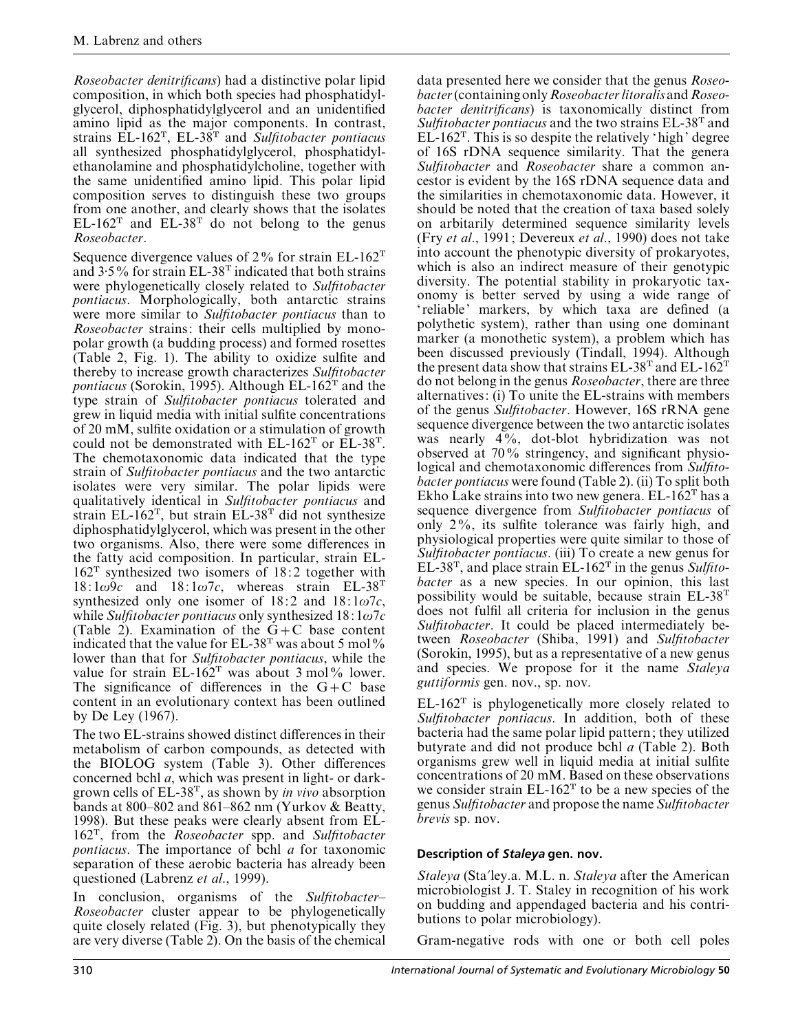*Roseobacter denitrificans*) had a distinctive polar lipid composition, in which both species had phosphatidylglycerol, diphosphatidylglycerol and an unidentified amino lipid as the major components. In contrast, strains EL-162$^T$, EL-38$^T$ and *Sulfitobacter pontiacus* all synthesized phosphatidylglycerol, phosphatidylethanolamine and phosphatidylcholine, together with the same unidentified amino lipid. This polar lipid composition serves to distinguish these two groups from one another, and clearly shows that the isolates EL-162$^T$ and EL-38$^T$ do not belong to the genus *Roseobacter*.

Sequence divergence values of 2% for strain EL-162$^T$ and 3·5% for strain EL-38$^T$ indicated that both strains were phylogenetically closely related to *Sulfitobacter pontiacus*. Morphologically, both antarctic strains were more similar to *Sulfitobacter pontiacus* than to *Roseobacter* strains: their cells multiplied by monopolar growth (a budding process) and formed rosettes (Table 2, Fig. 1). The ability to oxidize sulfite and thereby to increase growth characterizes *Sulfitobacter pontiacus* (Sorokin, 1995). Although EL-162$^T$ and the type strain of *Sulfitobacter pontiacus* tolerated and grew in liquid media with initial sulfite concentrations of 20 mM, sulfite oxidation or a stimulation of growth could not be demonstrated with EL-162$^T$ or EL-38$^T$. The chemotaxonomic data indicated that the type strain of *Sulfitobacter pontiacus* and the two antarctic isolates were very similar. The polar lipids were qualitatively identical in *Sulfitobacter pontiacus* and strain EL-162$^T$, but strain EL-38$^T$ did not synthesize diphosphatidylglycerol, which was present in the other two organisms. Also, there were some differences in the fatty acid composition. In particular, strain EL-162$^T$ synthesized two isomers of 18:2 together with 18:1$\omega$9*c* and 18:1$\omega$7*c*, whereas strain EL-38$^T$ synthesized only one isomer of 18:2 and 18:1$\omega$7*c*, while *Sulfitobacter pontiacus* only synthesized 18:1$\omega$7*c* (Table 2). Examination of the G+C base content indicated that the value for EL-38$^T$ was about 5 mol% lower than that for *Sulfitobacter pontiacus*, while the value for strain EL-162$^T$ was about 3 mol% lower. The significance of differences in the G+C base content in an evolutionary context has been outlined by De Ley (1967).

The two EL-strains showed distinct differences in their metabolism of carbon compounds, as detected with the BIOLOG system (Table 3). Other differences concerned bchl *a*, which was present in light- or dark-grown cells of EL-38$^T$, as shown by *in vivo* absorption bands at 800–802 and 861–862 nm (Yurkov & Beatty, 1998). But these peaks were clearly absent from EL-162$^T$, from the *Roseobacter* spp. and *Sulfitobacter pontiacus*. The importance of bchl *a* for taxonomic separation of these aerobic bacteria has already been questioned (Labrenz *et al*., 1999).

In conclusion, organisms of the *Sulfitobacter*–*Roseobacter* cluster appear to be phylogenetically quite closely related (Fig. 3), but phenotypically they are very diverse (Table 2). On the basis of the chemical data presented here we consider that the genus *Roseobacter* (containing only *Roseobacter litoralis* and *Roseobacter denitrificans*) is taxonomically distinct from *Sulfitobacter pontiacus* and the two strains EL-38$^T$ and EL-162$^T$. This is so despite the relatively 'high' degree of 16S rDNA sequence similarity. That the genera *Sulfitobacter* and *Roseobacter* share a common ancestor is evident by the 16S rDNA sequence data and the similarities in chemotaxonomic data. However, it should be noted that the creation of taxa based solely on arbitarily determined sequence similarity levels (Fry *et al*., 1991; Devereux *et al*., 1990) does not take into account the phenotypic diversity of prokaryotes, which is also an indirect measure of their genotypic diversity. The potential stability in prokaryotic taxonomy is better served by using a wide range of 'reliable' markers, by which taxa are defined (a polythetic system), rather than using one dominant marker (a monothetic system), a problem which has been discussed previously (Tindall, 1994). Although the present data show that strains EL-38$^T$ and EL-162$^T$ do not belong in the genus *Roseobacter*, there are three alternatives: (i) To unite the EL-strains with members of the genus *Sulfitobacter*. However, 16S rRNA gene sequence divergence between the two antarctic isolates was nearly 4%, dot-blot hybridization was not observed at 70% stringency, and significant physiological and chemotaxonomic differences from *Sulfitobacter pontiacus* were found (Table 2). (ii) To split both Ekho Lake strains into two new genera. EL-162$^T$ has a sequence divergence from *Sulfitobacter pontiacus* of only 2%, its sulfite tolerance was fairly high, and physiological properties were quite similar to those of *Sulfitobacter pontiacus*. (iii) To create a new genus for EL-38$^T$, and place strain EL-162$^T$ in the genus *Sulfitobacter* as a new species. In our opinion, this last possibility would be suitable, because strain EL-38$^T$ does not fulfil all criteria for inclusion in the genus *Sulfitobacter*. It could be placed intermediately between *Roseobacter* (Shiba, 1991) and *Sulfitobacter* (Sorokin, 1995), but as a representative of a new genus and species. We propose for it the name *Staleya guttiformis* gen. nov., sp. nov.

EL-162$^T$ is phylogenetically more closely related to *Sulfitobacter pontiacus*. In addition, both of these bacteria had the same polar lipid pattern; they utilized butyrate and did not produce bchl *a* (Table 2). Both organisms grew well in liquid media at initial sulfite concentrations of 20 mM. Based on these observations we consider strain EL-162$^T$ to be a new species of the genus *Sulfitobacter* and propose the name *Sulfitobacter brevis* sp. nov.

## Description of *Staleya* gen. nov.

*Staleya* (Sta′ley.a. M.L. n. *Staleya* after the American microbiologist J. T. Staley in recognition of his work on budding and appendaged bacteria and his contributions to polar microbiology).

Gram-negative rods with one or both cell poles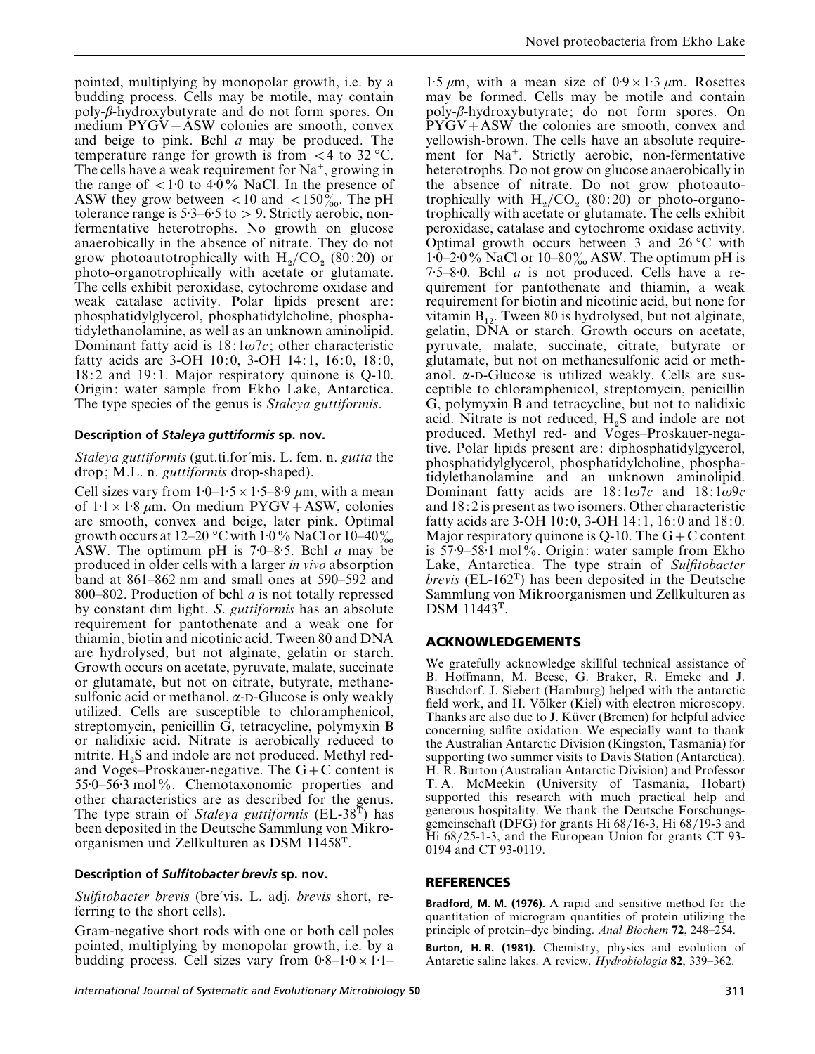pointed, multiplying by monopolar growth, i.e. by a budding process. Cells may be motile, may contain poly-β-hydroxybutyrate and do not form spores. On medium PYGV+ASW colonies are smooth, convex and beige to pink. Bchl *a* may be produced. The temperature range for growth is from <4 to 32 °C. The cells have a weak requirement for $Na^+$, growing in the range of <1·0 to 4·0% NaCl. In the presence of ASW they grow between <10 and <150‰. The pH tolerance range is 5·3–6·5 to > 9. Strictly aerobic, non-fermentative heterotrophs. No growth on glucose anaerobically in the absence of nitrate. They do not grow photoautotrophically with $H_2/CO_2$ (80:20) or photo-organotrophically with acetate or glutamate. The cells exhibit peroxidase, cytochrome oxidase and weak catalase activity. Polar lipids present are: phosphatidylglycerol, phosphatidylcholine, phosphatidylethanolamine, as well as an unknown aminolipid. Dominant fatty acid is 18:1ω7*c*; other characteristic fatty acids are 3-OH 10:0, 3-OH 14:1, 16:0, 18:0, 18:2 and 19:1. Major respiratory quinone is Q-10. Origin: water sample from Ekho Lake, Antarctica. The type species of the genus is *Staleya guttiformis*.

### Description of *Staleya guttiformis* sp. nov.

*Staleya guttiformis* (gut.ti.for′mis. L. fem. n. *gutta* the drop; M.L. n. *guttiformis* drop-shaped).

Cell sizes vary from 1·0–1·5 × 1·5–8·9 μm, with a mean of 1·1 × 1·8 μm. On medium PYGV+ASW, colonies are smooth, convex and beige, later pink. Optimal growth occurs at 12–20 °C with 1·0% NaCl or 10–40‰ ASW. The optimum pH is 7·0–8·5. Bchl *a* may be produced in older cells with a larger *in vivo* absorption band at 861–862 nm and small ones at 590–592 and 800–802. Production of bchl *a* is not totally repressed by constant dim light. *S. guttiformis* has an absolute requirement for pantothenate and a weak one for thiamin, biotin and nicotinic acid. Tween 80 and DNA are hydrolysed, but not alginate, gelatin or starch. Growth occurs on acetate, pyruvate, malate, succinate or glutamate, but not on citrate, butyrate, methanesulfonic acid or methanol. α-D-Glucose is only weakly utilized. Cells are susceptible to chloramphenicol, streptomycin, penicillin G, tetracycline, polymyxin B or nalidixic acid. Nitrate is aerobically reduced to nitrite. $H_2S$ and indole are not produced. Methyl red- and Voges–Proskauer-negative. The G+C content is 55·0–56·3 mol%. Chemotaxonomic properties and other characteristics are as described for the genus. The type strain of *Staleya guttiformis* (EL-38^T) has been deposited in the Deutsche Sammlung von Mikroorganismen und Zellkulturen as DSM 11458^T.

### Description of *Sulfitobacter brevis* sp. nov.

*Sulfitobacter brevis* (bre′vis. L. adj. *brevis* short, referring to the short cells).

Gram-negative short rods with one or both cell poles pointed, multiplying by monopolar growth, i.e. by a budding process. Cell sizes vary from 0·8–1·0 × 1·1–1·5 μm, with a mean size of 0·9 × 1·3 μm. Rosettes may be formed. Cells may be motile and contain poly-β-hydroxybutyrate; do not form spores. On PYGV+ASW the colonies are smooth, convex and yellowish-brown. The cells have an absolute requirement for $Na^+$. Strictly aerobic, non-fermentative heterotrophs. Do not grow on glucose anaerobically in the absence of nitrate. Do not grow photoautotrophically with $H_2/CO_2$ (80:20) or photo-organotrophically with acetate or glutamate. The cells exhibit peroxidase, catalase and cytochrome oxidase activity. Optimal growth occurs between 3 and 26 °C with 1·0–2·0% NaCl or 10–80‰ ASW. The optimum pH is 7·5–8·0. Bchl *a* is not produced. Cells have a requirement for pantothenate and thiamin, a weak requirement for biotin and nicotinic acid, but none for vitamin $B_{12}$. Tween 80 is hydrolysed, but not alginate, gelatin, DNA or starch. Growth occurs on acetate, pyruvate, malate, succinate, citrate, butyrate or glutamate, but not on methanesulfonic acid or methanol. α-D-Glucose is utilized weakly. Cells are susceptible to chloramphenicol, streptomycin, penicillin G, polymyxin B and tetracycline, but not to nalidixic acid. Nitrate is not reduced, $H_2S$ and indole are not produced. Methyl red- and Voges–Proskauer-negative. Polar lipids present are: diphosphatidylgycerol, phosphatidylglycerol, phosphatidylcholine, phosphatidylethanolamine and an unknown aminolipid. Dominant fatty acids are 18:1ω7*c* and 18:1ω9*c* and 18:2 is present as two isomers. Other characteristic fatty acids are 3-OH 10:0, 3-OH 14:1, 16:0 and 18:0. Major respiratory quinone is Q-10. The G+C content is 57·9–58·1 mol%. Origin: water sample from Ekho Lake, Antarctica. The type strain of *Sulfitobacter brevis* (EL-162^T) has been deposited in the Deutsche Sammlung von Mikroorganismen und Zellkulturen as DSM 11443^T.

## ACKNOWLEDGEMENTS

We gratefully acknowledge skillful technical assistance of B. Hoffmann, M. Beese, G. Braker, R. Emcke and J. Buschdorf. J. Siebert (Hamburg) helped with the antarctic field work, and H. Völker (Kiel) with electron microscopy. Thanks are also due to J. Küver (Bremen) for helpful advice concerning sulfite oxidation. We especially want to thank the Australian Antarctic Division (Kingston, Tasmania) for supporting two summer visits to Davis Station (Antarctica). H. R. Burton (Australian Antarctic Division) and Professor T. A. McMeekin (University of Tasmania, Hobart) supported this research with much practical help and generous hospitality. We thank the Deutsche Forschungsgemeinschaft (DFG) for grants Hi 68/16-3, Hi 68/19-3 and Hi 68/25-1-3, and the European Union for grants CT 93-0194 and CT 93-0119.

## REFERENCES

**Bradford, M. M. (1976).** A rapid and sensitive method for the quantitation of microgram quantities of protein utilizing the principle of protein–dye binding. *Anal Biochem* **72**, 248–254.

**Burton, H. R. (1981).** Chemistry, physics and evolution of Antarctic saline lakes. A review. *Hydrobiologia* **82**, 339–362.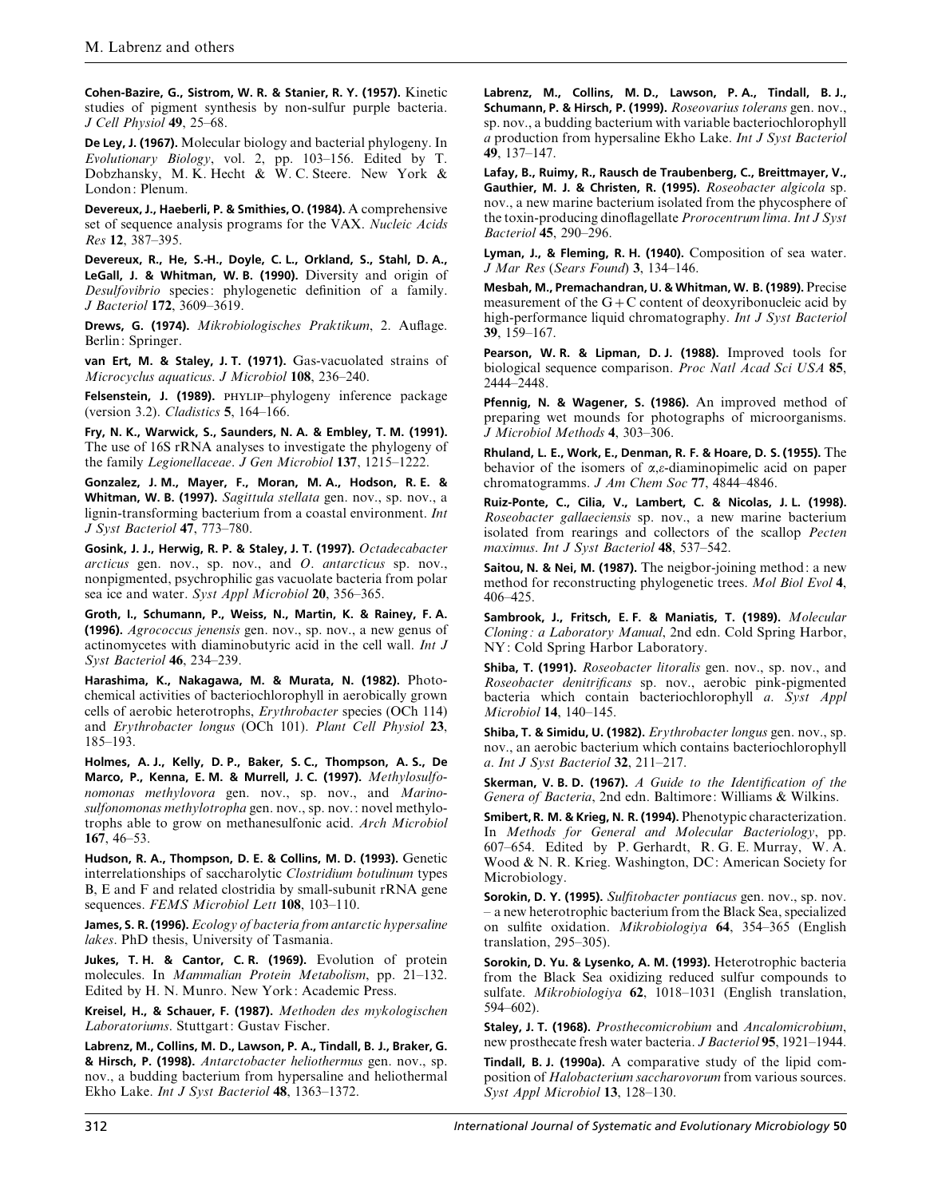**Cohen-Bazire, G., Sistrom, W. R. & Stanier, R. Y. (1957).** Kinetic studies of pigment synthesis by non-sulfur purple bacteria. *J Cell Physiol* **49**, 25–68.

**De Ley, J. (1967).** Molecular biology and bacterial phylogeny. In *Evolutionary Biology*, vol. 2, pp. 103–156. Edited by T. Dobzhansky, M. K. Hecht & W. C. Steere. New York & London: Plenum.

**Devereux, J., Haeberli, P. & Smithies, O. (1984).** A comprehensive set of sequence analysis programs for the VAX. *Nucleic Acids Res* **12**, 387–395.

**Devereux, R., He, S.-H., Doyle, C. L., Orkland, S., Stahl, D. A., LeGall, J. & Whitman, W. B. (1990).** Diversity and origin of *Desulfovibrio* species: phylogenetic definition of a family. *J Bacteriol* **172**, 3609–3619.

**Drews, G. (1974).** *Mikrobiologisches Praktikum*, 2. Auflage. Berlin: Springer.

**van Ert, M. & Staley, J. T. (1971).** Gas-vacuolated strains of *Microcyclus aquaticus*. *J Microbiol* **108**, 236–240.

**Felsenstein, J. (1989).** PHYLIP–phylogeny inference package (version 3.2). *Cladistics* **5**, 164–166.

**Fry, N. K., Warwick, S., Saunders, N. A. & Embley, T. M. (1991).** The use of 16S rRNA analyses to investigate the phylogeny of the family *Legionellaceae*. *J Gen Microbiol* **137**, 1215–1222.

**Gonzalez, J. M., Mayer, F., Moran, M. A., Hodson, R. E. & Whitman, W. B. (1997).** *Sagittula stellata* gen. nov., sp. nov., a lignin-transforming bacterium from a coastal environment. *Int J Syst Bacteriol* **47**, 773–780.

**Gosink, J. J., Herwig, R. P. & Staley, J. T. (1997).** *Octadecabacter arcticus* gen. nov., sp. nov., and *O. antarcticus* sp. nov., nonpigmented, psychrophilic gas vacuolate bacteria from polar sea ice and water. *Syst Appl Microbiol* **20**, 356–365.

**Groth, I., Schumann, P., Weiss, N., Martin, K. & Rainey, F. A. (1996).** *Agrococcus jenensis* gen. nov., sp. nov., a new genus of actinomycetes with diaminobutyric acid in the cell wall. *Int J Syst Bacteriol* **46**, 234–239.

**Harashima, K., Nakagawa, M. & Murata, N. (1982).** Photochemical activities of bacteriochlorophyll in aerobically grown cells of aerobic heterotrophs, *Erythrobacter* species (OCh 114) and *Erythrobacter longus* (OCh 101). *Plant Cell Physiol* **23**, 185–193.

**Holmes, A. J., Kelly, D. P., Baker, S. C., Thompson, A. S., De Marco, P., Kenna, E. M. & Murrell, J. C. (1997).** *Methylosulfonomonas methylovora* gen. nov., sp. nov., and *Marinosulfonomonas methylotropha* gen. nov., sp. nov.: novel methylotrophs able to grow on methanesulfonic acid. *Arch Microbiol* **167**, 46–53.

**Hudson, R. A., Thompson, D. E. & Collins, M. D. (1993).** Genetic interrelationships of saccharolytic *Clostridium botulinum* types B, E and F and related clostridia by small-subunit rRNA gene sequences. *FEMS Microbiol Lett* **108**, 103–110.

**James, S. R. (1996).** *Ecology of bacteria from antarctic hypersaline lakes*. PhD thesis, University of Tasmania.

**Jukes, T. H. & Cantor, C. R. (1969).** Evolution of protein molecules. In *Mammalian Protein Metabolism*, pp. 21–132. Edited by H. N. Munro. New York: Academic Press.

**Kreisel, H., & Schauer, F. (1987).** *Methoden des mykologischen Laboratoriums*. Stuttgart: Gustav Fischer.

**Labrenz, M., Collins, M. D., Lawson, P. A., Tindall, B. J., Braker, G. & Hirsch, P. (1998).** *Antarctobacter heliothermus* gen. nov., sp. nov., a budding bacterium from hypersaline and heliothermal Ekho Lake. *Int J Syst Bacteriol* **48**, 1363–1372.

**Labrenz, M., Collins, M. D., Lawson, P. A., Tindall, B. J., Schumann, P. & Hirsch, P. (1999).** *Roseovarius tolerans* gen. nov., sp. nov., a budding bacterium with variable bacteriochlorophyll *a* production from hypersaline Ekho Lake. *Int J Syst Bacteriol* **49**, 137–147.

**Lafay, B., Ruimy, R., Rausch de Traubenberg, C., Breittmayer, V., Gauthier, M. J. & Christen, R. (1995).** *Roseobacter algicola* sp. nov., a new marine bacterium isolated from the phycosphere of the toxin-producing dinoflagellate *Prorocentrum lima*. *Int J Syst Bacteriol* **45**, 290–296.

**Lyman, J., & Fleming, R. H. (1940).** Composition of sea water. *J Mar Res* (*Sears Found*) **3**, 134–146.

**Mesbah, M., Premachandran, U. & Whitman, W. B. (1989).** Precise measurement of the G+C content of deoxyribonucleic acid by high-performance liquid chromatography. *Int J Syst Bacteriol* **39**, 159–167.

**Pearson, W. R. & Lipman, D. J. (1988).** Improved tools for biological sequence comparison. *Proc Natl Acad Sci USA* **85**, 2444–2448.

**Pfennig, N. & Wagener, S. (1986).** An improved method of preparing wet mounds for photographs of microorganisms. *J Microbiol Methods* **4**, 303–306.

**Rhuland, L. E., Work, E., Denman, R. F. & Hoare, D. S. (1955).** The behavior of the isomers of $\alpha,\varepsilon$-diaminopimelic acid on paper chromatogramms. *J Am Chem Soc* **77**, 4844–4846.

**Ruiz-Ponte, C., Cilia, V., Lambert, C. & Nicolas, J. L. (1998).** *Roseobacter gallaeciensis* sp. nov., a new marine bacterium isolated from rearings and collectors of the scallop *Pecten maximus*. *Int J Syst Bacteriol* **48**, 537–542.

**Saitou, N. & Nei, M. (1987).** The neigbor-joining method: a new method for reconstructing phylogenetic trees. *Mol Biol Evol* **4**, 406–425.

**Sambrook, J., Fritsch, E. F. & Maniatis, T. (1989).** *Molecular Cloning: a Laboratory Manual*, 2nd edn. Cold Spring Harbor, NY: Cold Spring Harbor Laboratory.

**Shiba, T. (1991).** *Roseobacter litoralis* gen. nov., sp. nov., and *Roseobacter denitrificans* sp. nov., aerobic pink-pigmented bacteria which contain bacteriochlorophyll *a*. *Syst Appl Microbiol* **14**, 140–145.

**Shiba, T. & Simidu, U. (1982).** *Erythrobacter longus* gen. nov., sp. nov., an aerobic bacterium which contains bacteriochlorophyll *a*. *Int J Syst Bacteriol* **32**, 211–217.

**Skerman, V. B. D. (1967).** *A Guide to the Identification of the Genera of Bacteria*, 2nd edn. Baltimore: Williams & Wilkins.

**Smibert, R. M. & Krieg, N. R. (1994).** Phenotypic characterization. In *Methods for General and Molecular Bacteriology*, pp. 607–654. Edited by P. Gerhardt, R. G. E. Murray, W. A. Wood & N. R. Krieg. Washington, DC: American Society for Microbiology.

**Sorokin, D. Y. (1995).** *Sulfitobacter pontiacus* gen. nov., sp. nov. – a new heterotrophic bacterium from the Black Sea, specialized on sulfite oxidation. *Mikrobiologiya* **64**, 354–365 (English translation, 295–305).

**Sorokin, D. Yu. & Lysenko, A. M. (1993).** Heterotrophic bacteria from the Black Sea oxidizing reduced sulfur compounds to sulfate. *Mikrobiologiya* **62**, 1018–1031 (English translation, 594–602).

**Staley, J. T. (1968).** *Prosthecomicrobium* and *Ancalomicrobium*, new prosthecate fresh water bacteria. *J Bacteriol* **95**, 1921–1944.

**Tindall, B. J. (1990a).** A comparative study of the lipid composition of *Halobacterium saccharovorum* from various sources. *Syst Appl Microbiol* **13**, 128–130.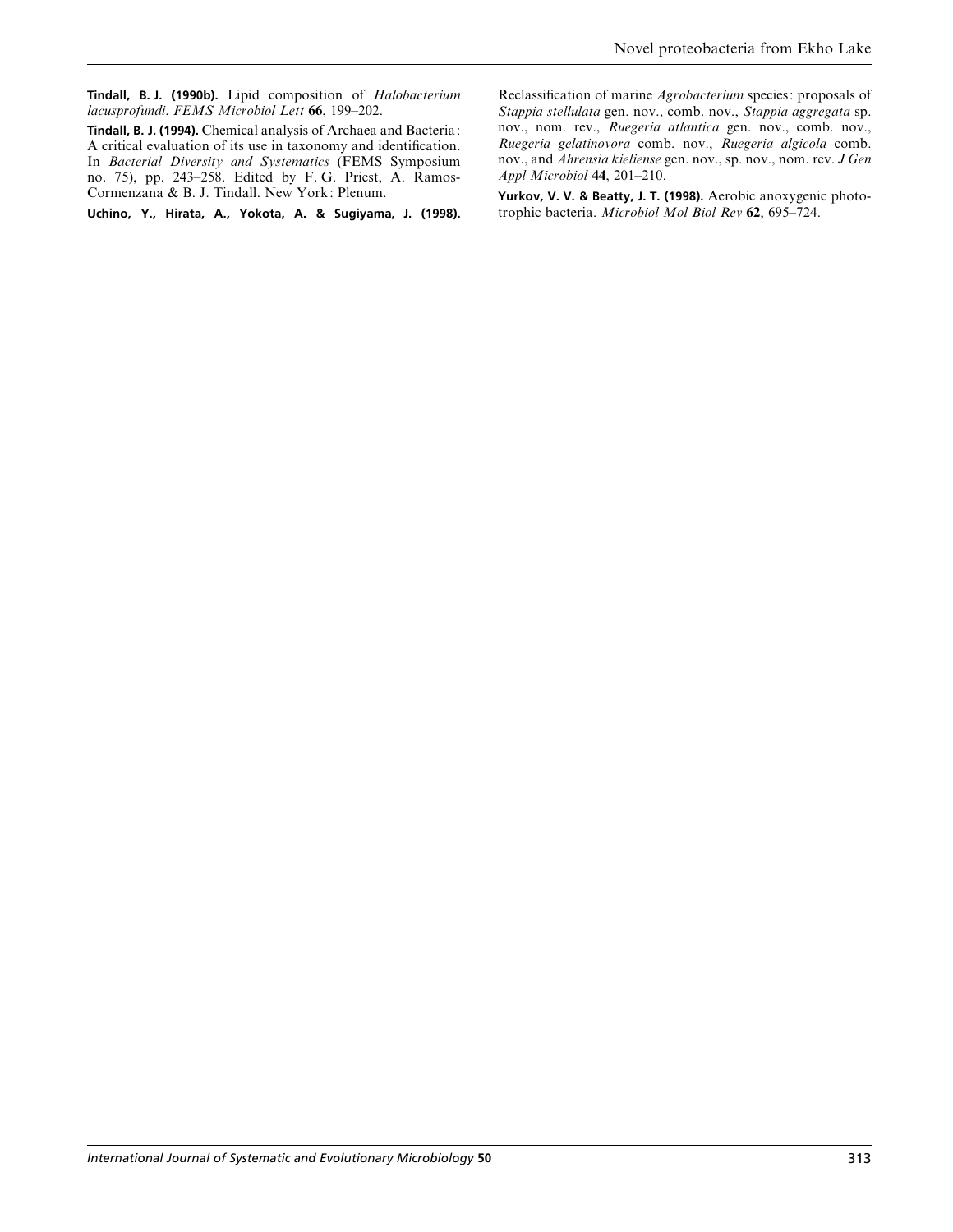**Tindall, B. J. (1990b).** Lipid composition of *Halobacterium lacusprofundi*. *FEMS Microbiol Lett* **66**, 199–202.

**Tindall, B. J. (1994).** Chemical analysis of Archaea and Bacteria: A critical evaluation of its use in taxonomy and identification. In *Bacterial Diversity and Systematics* (FEMS Symposium no. 75), pp. 243–258. Edited by F. G. Priest, A. Ramos-Cormenzana & B. J. Tindall. New York: Plenum.

**Uchino, Y., Hirata, A., Yokota, A. & Sugiyama, J. (1998).** Reclassification of marine *Agrobacterium* species: proposals of *Stappia stellulata* gen. nov., comb. nov., *Stappia aggregata* sp. nov., nom. rev., *Ruegeria atlantica* gen. nov., comb. nov., *Ruegeria gelatinovora* comb. nov., *Ruegeria algicola* comb. nov., and *Ahrensia kieliense* gen. nov., sp. nov., nom. rev. *J Gen Appl Microbiol* **44**, 201–210.

**Yurkov, V. V. & Beatty, J. T. (1998).** Aerobic anoxygenic phototrophic bacteria. *Microbiol Mol Biol Rev* **62**, 695–724.